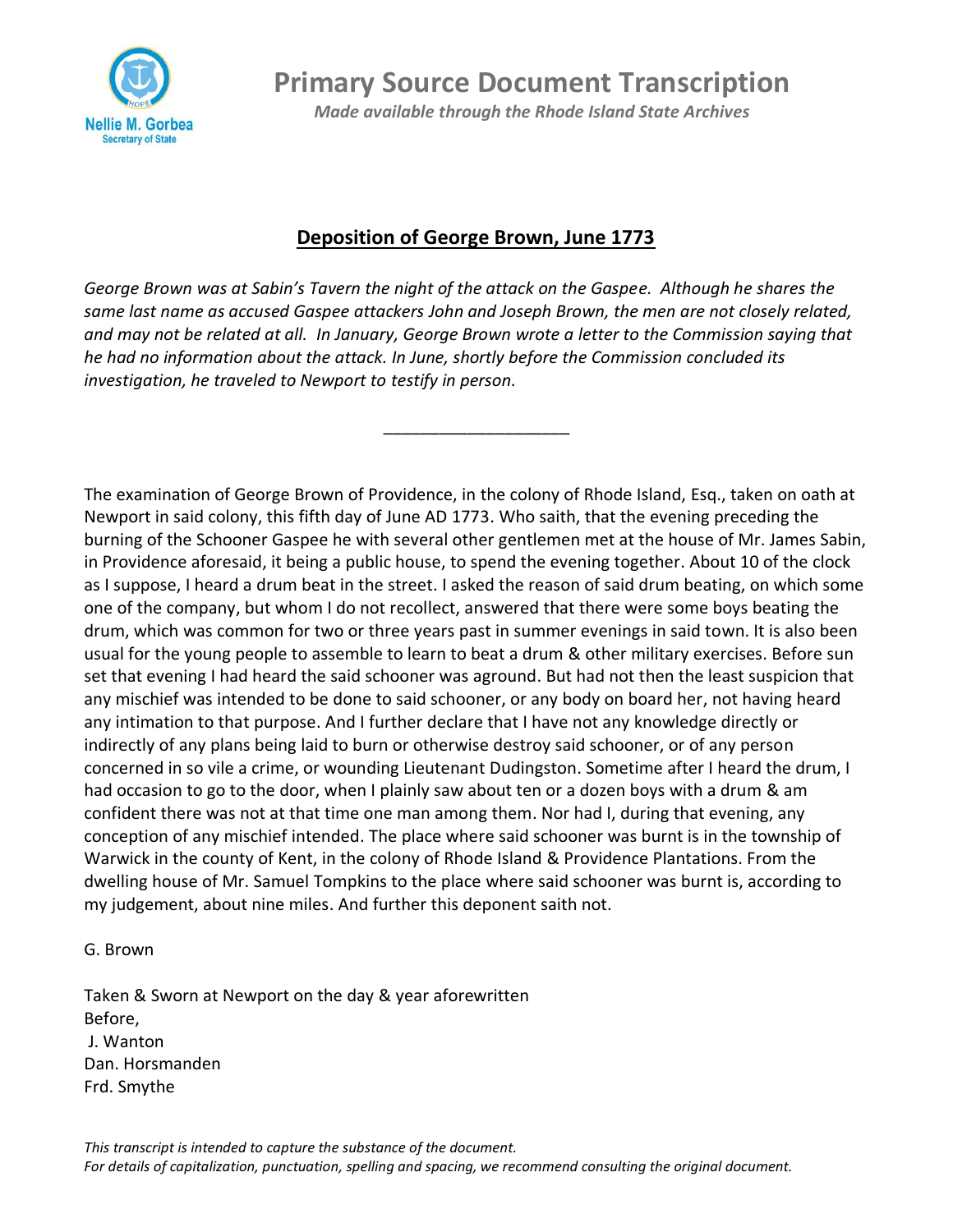# Primary Source Document Transcription

*Made available through the Rhode Island State Archives*

Nellie M. Gorbea
Secretary of State

## Deposition of George Brown, June 1773

*George Brown was at Sabin's Tavern the night of the attack on the Gaspee. Although he shares the same last name as accused Gaspee attackers John and Joseph Brown, the men are not closely related, and may not be related at all. In January, George Brown wrote a letter to the Commission saying that he had no information about the attack. In June, shortly before the Commission concluded its investigation, he traveled to Newport to testify in person.*

---

The examination of George Brown of Providence, in the colony of Rhode Island, Esq., taken on oath at Newport in said colony, this fifth day of June AD 1773. Who saith, that the evening preceding the burning of the Schooner Gaspee he with several other gentlemen met at the house of Mr. James Sabin, in Providence aforesaid, it being a public house, to spend the evening together. About 10 of the clock as I suppose, I heard a drum beat in the street. I asked the reason of said drum beating, on which some one of the company, but whom I do not recollect, answered that there were some boys beating the drum, which was common for two or three years past in summer evenings in said town. It is also been usual for the young people to assemble to learn to beat a drum & other military exercises. Before sun set that evening I had heard the said schooner was aground. But had not then the least suspicion that any mischief was intended to be done to said schooner, or any body on board her, not having heard any intimation to that purpose. And I further declare that I have not any knowledge directly or indirectly of any plans being laid to burn or otherwise destroy said schooner, or of any person concerned in so vile a crime, or wounding Lieutenant Dudingston. Sometime after I heard the drum, I had occasion to go to the door, when I plainly saw about ten or a dozen boys with a drum & am confident there was not at that time one man among them. Nor had I, during that evening, any conception of any mischief intended. The place where said schooner was burnt is in the township of Warwick in the county of Kent, in the colony of Rhode Island & Providence Plantations. From the dwelling house of Mr. Samuel Tompkins to the place where said schooner was burnt is, according to my judgement, about nine miles. And further this deponent saith not.

G. Brown

Taken & Sworn at Newport on the day & year aforewritten
Before,
J. Wanton
Dan. Horsmanden
Frd. Smythe

*This transcript is intended to capture the substance of the document.*
*For details of capitalization, punctuation, spelling and spacing, we recommend consulting the original document.*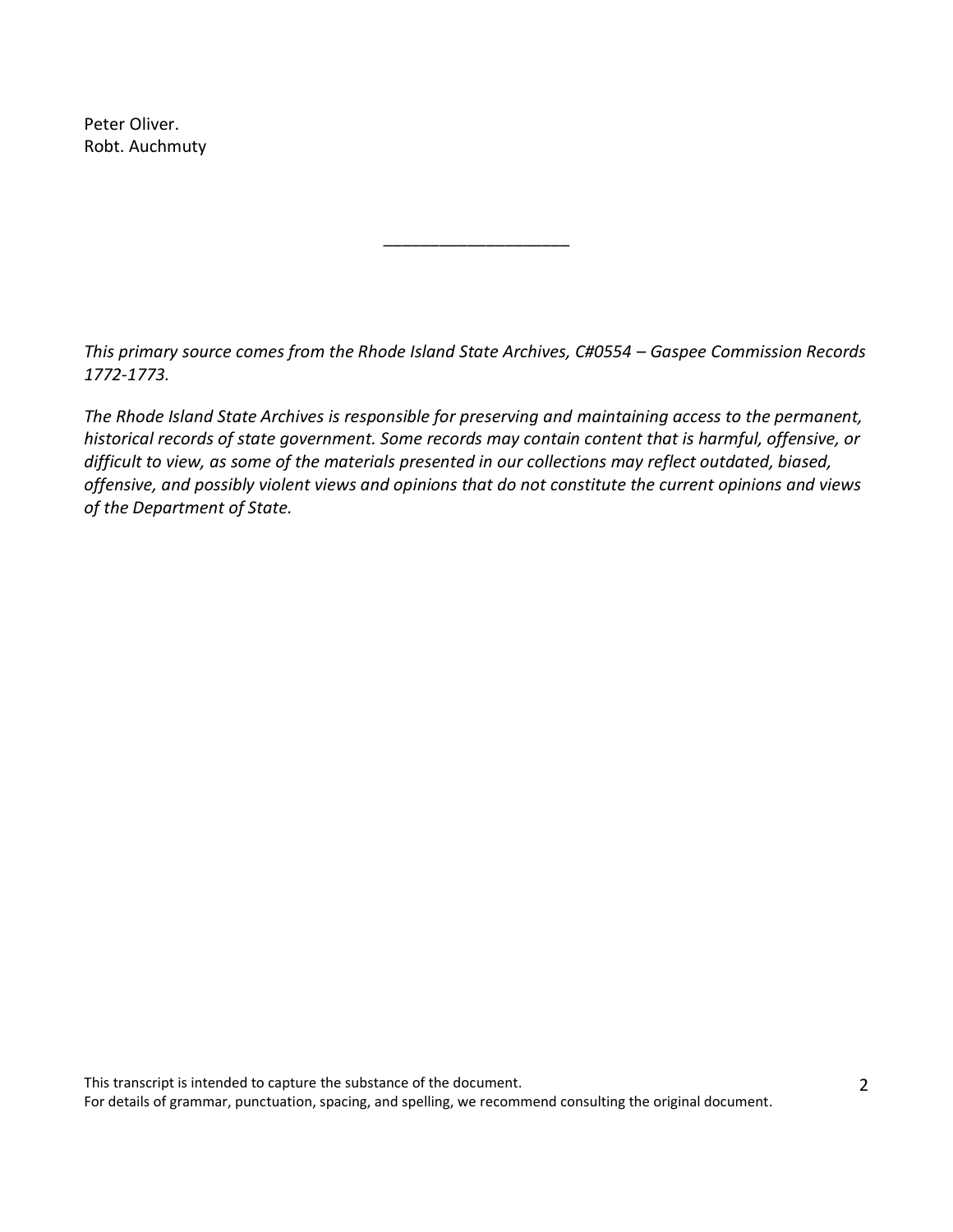Peter Oliver.
Robt. Auchmuty

---

*This primary source comes from the Rhode Island State Archives, C#0554 – Gaspee Commission Records 1772-1773.*

*The Rhode Island State Archives is responsible for preserving and maintaining access to the permanent, historical records of state government. Some records may contain content that is harmful, offensive, or difficult to view, as some of the materials presented in our collections may reflect outdated, biased, offensive, and possibly violent views and opinions that do not constitute the current opinions and views of the Department of State.*

This transcript is intended to capture the substance of the document.
For details of grammar, punctuation, spacing, and spelling, we recommend consulting the original document.